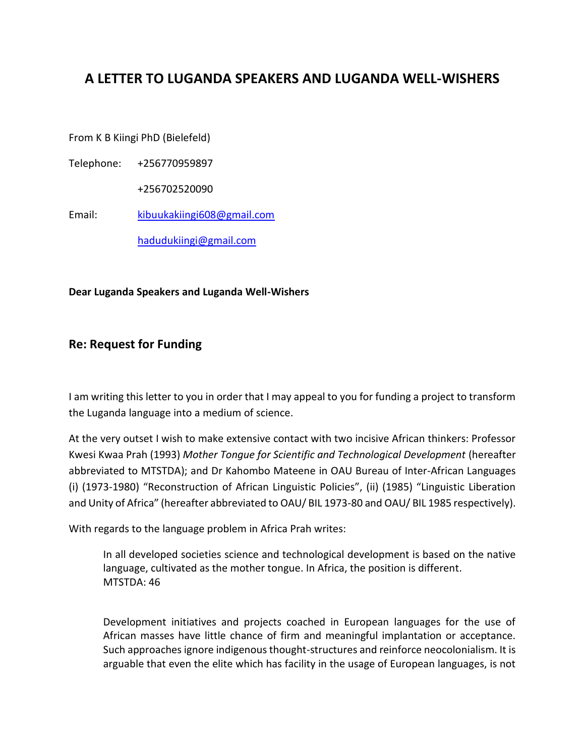# A LETTER TO LUGANDA SPEAKERS AND LUGANDA WELL-WISHERS

From K B Kiingi PhD (Bielefeld)

Telephone: +256770959897

+256702520090

Email: kibuukakiingi608@gmail.com

hadudukiingi@gmail.com

**Dear Luganda Speakers and Luganda Well-Wishers**

## Re: Request for Funding

I am writing this letter to you in order that I may appeal to you for funding a project to transform the Luganda language into a medium of science.

At the very outset I wish to make extensive contact with two incisive African thinkers: Professor Kwesi Kwaa Prah (1993) *Mother Tongue for Scientific and Technological Development* (hereafter abbreviated to MTSTDA); and Dr Kahombo Mateene in OAU Bureau of Inter-African Languages (i) (1973-1980) "Reconstruction of African Linguistic Policies", (ii) (1985) "Linguistic Liberation and Unity of Africa" (hereafter abbreviated to OAU/ BIL 1973-80 and OAU/ BIL 1985 respectively).

With regards to the language problem in Africa Prah writes:

> In all developed societies science and technological development is based on the native language, cultivated as the mother tongue. In Africa, the position is different. MTSTDA: 46

> Development initiatives and projects coached in European languages for the use of African masses have little chance of firm and meaningful implantation or acceptance. Such approaches ignore indigenous thought-structures and reinforce neocolonialism. It is arguable that even the elite which has facility in the usage of European languages, is not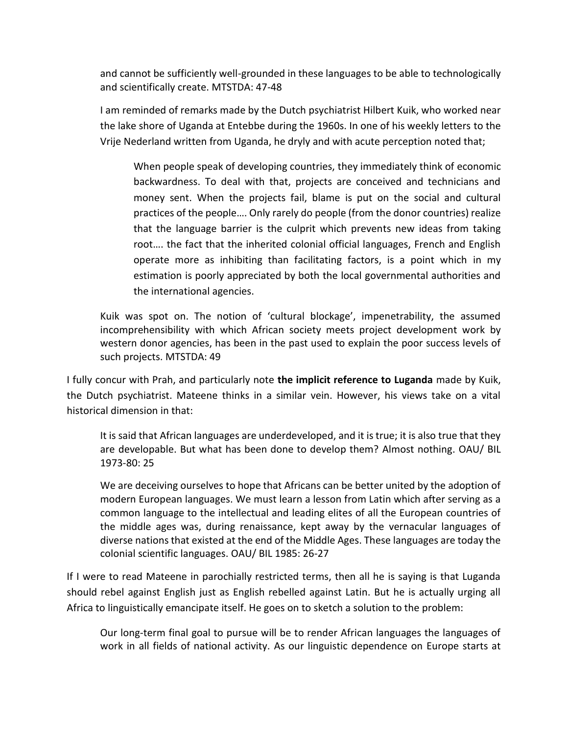> and cannot be sufficiently well-grounded in these languages to be able to technologically and scientifically create. MTSTDA: 47-48
>
> I am reminded of remarks made by the Dutch psychiatrist Hilbert Kuik, who worked near the lake shore of Uganda at Entebbe during the 1960s. In one of his weekly letters to the Vrije Nederland written from Uganda, he dryly and with acute perception noted that;
>
>> When people speak of developing countries, they immediately think of economic backwardness. To deal with that, projects are conceived and technicians and money sent. When the projects fail, blame is put on the social and cultural practices of the people…. Only rarely do people (from the donor countries) realize that the language barrier is the culprit which prevents new ideas from taking root…. the fact that the inherited colonial official languages, French and English operate more as inhibiting than facilitating factors, is a point which in my estimation is poorly appreciated by both the local governmental authorities and the international agencies.
>
> Kuik was spot on. The notion of 'cultural blockage', impenetrability, the assumed incomprehensibility with which African society meets project development work by western donor agencies, has been in the past used to explain the poor success levels of such projects. MTSTDA: 49

I fully concur with Prah, and particularly note **the implicit reference to Luganda** made by Kuik, the Dutch psychiatrist. Mateene thinks in a similar vein. However, his views take on a vital historical dimension in that:

> It is said that African languages are underdeveloped, and it is true; it is also true that they are developable. But what has been done to develop them? Almost nothing. OAU/ BIL 1973-80: 25
>
> We are deceiving ourselves to hope that Africans can be better united by the adoption of modern European languages. We must learn a lesson from Latin which after serving as a common language to the intellectual and leading elites of all the European countries of the middle ages was, during renaissance, kept away by the vernacular languages of diverse nations that existed at the end of the Middle Ages. These languages are today the colonial scientific languages. OAU/ BIL 1985: 26-27

If I were to read Mateene in parochially restricted terms, then all he is saying is that Luganda should rebel against English just as English rebelled against Latin. But he is actually urging all Africa to linguistically emancipate itself. He goes on to sketch a solution to the problem:

> Our long-term final goal to pursue will be to render African languages the languages of work in all fields of national activity. As our linguistic dependence on Europe starts at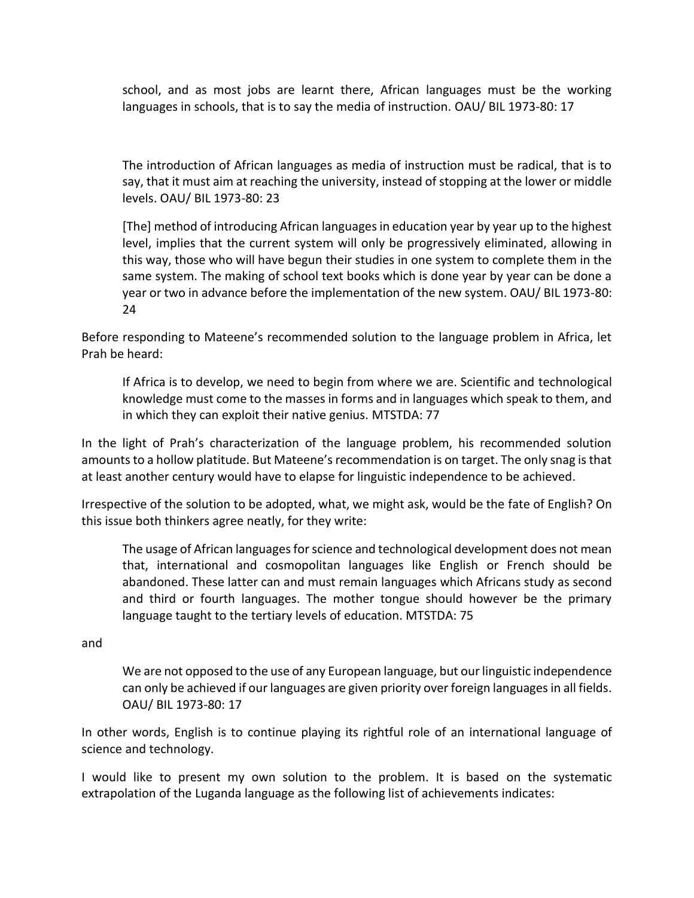> school, and as most jobs are learnt there, African languages must be the working languages in schools, that is to say the media of instruction. OAU/ BIL 1973-80: 17

> The introduction of African languages as media of instruction must be radical, that is to say, that it must aim at reaching the university, instead of stopping at the lower or middle levels. OAU/ BIL 1973-80: 23

> [The] method of introducing African languages in education year by year up to the highest level, implies that the current system will only be progressively eliminated, allowing in this way, those who will have begun their studies in one system to complete them in the same system. The making of school text books which is done year by year can be done a year or two in advance before the implementation of the new system. OAU/ BIL 1973-80: 24

Before responding to Mateene's recommended solution to the language problem in Africa, let Prah be heard:

> If Africa is to develop, we need to begin from where we are. Scientific and technological knowledge must come to the masses in forms and in languages which speak to them, and in which they can exploit their native genius. MTSTDA: 77

In the light of Prah's characterization of the language problem, his recommended solution amounts to a hollow platitude. But Mateene's recommendation is on target. The only snag is that at least another century would have to elapse for linguistic independence to be achieved.

Irrespective of the solution to be adopted, what, we might ask, would be the fate of English? On this issue both thinkers agree neatly, for they write:

> The usage of African languages for science and technological development does not mean that, international and cosmopolitan languages like English or French should be abandoned. These latter can and must remain languages which Africans study as second and third or fourth languages. The mother tongue should however be the primary language taught to the tertiary levels of education. MTSTDA: 75

and

> We are not opposed to the use of any European language, but our linguistic independence can only be achieved if our languages are given priority over foreign languages in all fields. OAU/ BIL 1973-80: 17

In other words, English is to continue playing its rightful role of an international language of science and technology.

I would like to present my own solution to the problem. It is based on the systematic extrapolation of the Luganda language as the following list of achievements indicates: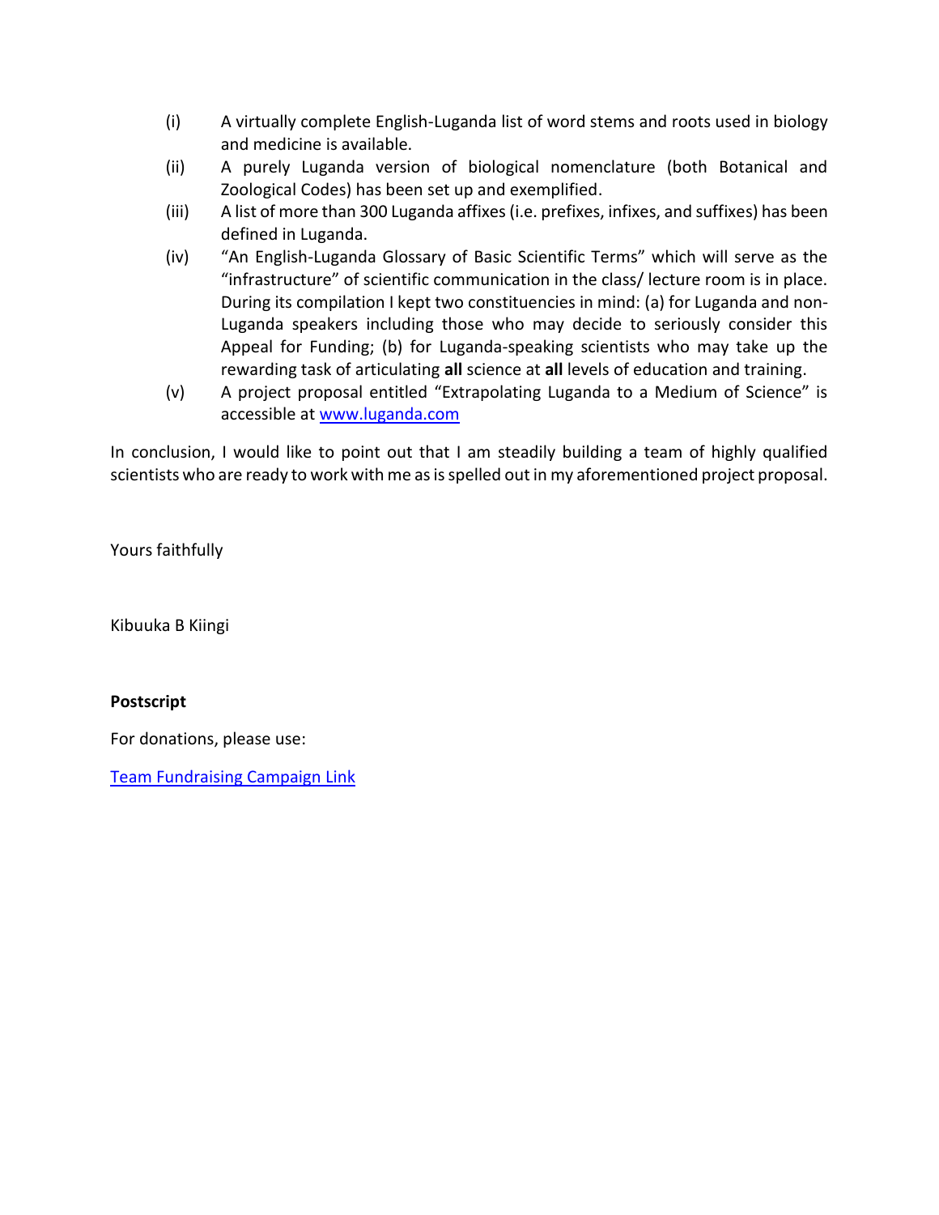(i) A virtually complete English-Luganda list of word stems and roots used in biology and medicine is available.

(ii) A purely Luganda version of biological nomenclature (both Botanical and Zoological Codes) has been set up and exemplified.

(iii) A list of more than 300 Luganda affixes (i.e. prefixes, infixes, and suffixes) has been defined in Luganda.

(iv) "An English-Luganda Glossary of Basic Scientific Terms" which will serve as the "infrastructure" of scientific communication in the class/ lecture room is in place. During its compilation I kept two constituencies in mind: (a) for Luganda and non-Luganda speakers including those who may decide to seriously consider this Appeal for Funding; (b) for Luganda-speaking scientists who may take up the rewarding task of articulating **all** science at **all** levels of education and training.

(v) A project proposal entitled "Extrapolating Luganda to a Medium of Science" is accessible at [www.luganda.com](http://www.luganda.com)

In conclusion, I would like to point out that I am steadily building a team of highly qualified scientists who are ready to work with me as is spelled out in my aforementioned project proposal.

Yours faithfully

Kibuuka B Kiingi

**Postscript**

For donations, please use:

Team Fundraising Campaign Link